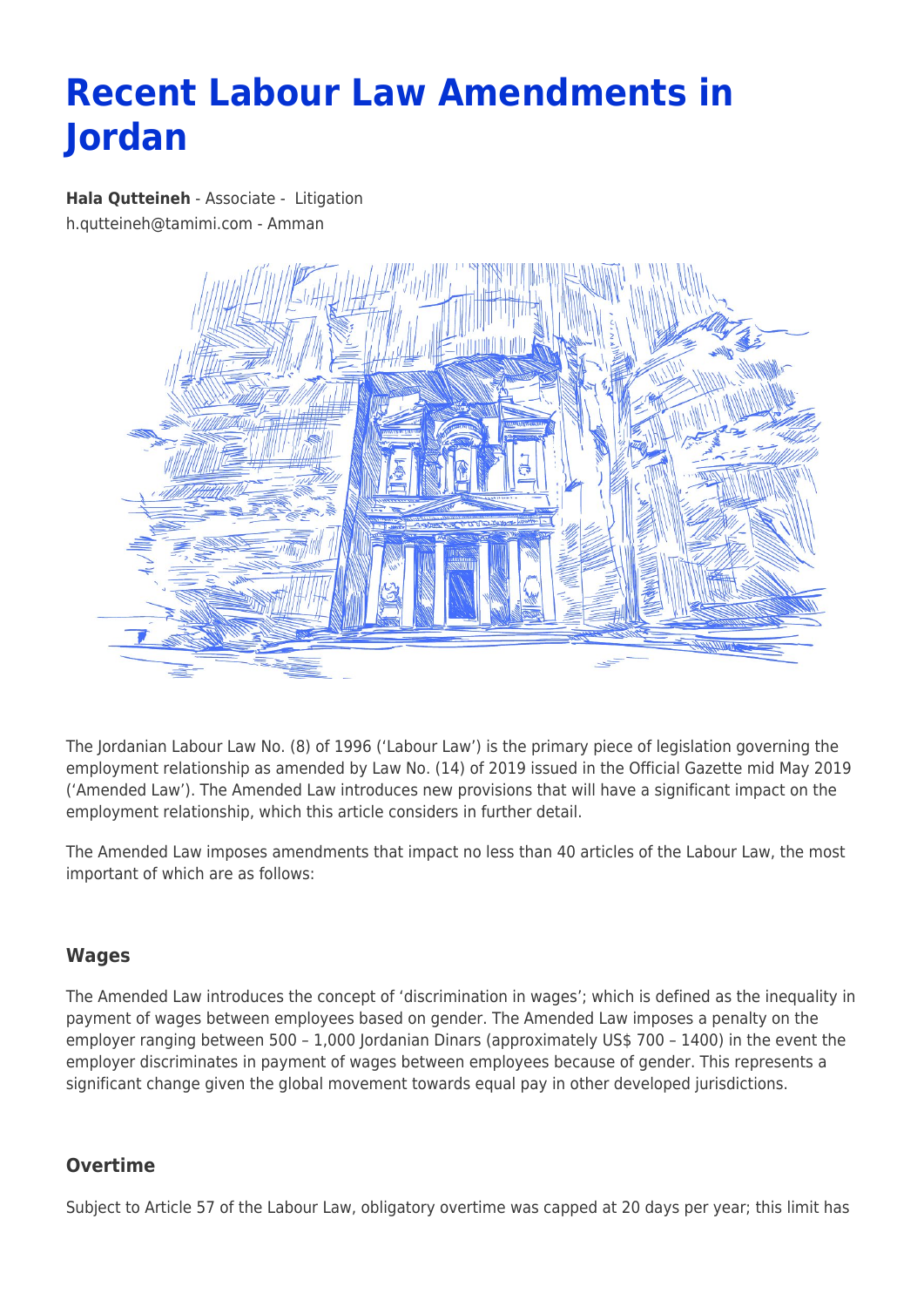# Recent Labour Law Amendments in Jordan

**Hala Qutteineh** - Associate - Litigation
h.qutteineh@tamimi.com - Amman

The Jordanian Labour Law No. (8) of 1996 ('Labour Law') is the primary piece of legislation governing the employment relationship as amended by Law No. (14) of 2019 issued in the Official Gazette mid May 2019 ('Amended Law'). The Amended Law introduces new provisions that will have a significant impact on the employment relationship, which this article considers in further detail.

The Amended Law imposes amendments that impact no less than 40 articles of the Labour Law, the most important of which are as follows:

### Wages

The Amended Law introduces the concept of 'discrimination in wages'; which is defined as the inequality in payment of wages between employees based on gender. The Amended Law imposes a penalty on the employer ranging between 500 – 1,000 Jordanian Dinars (approximately US$ 700 – 1400) in the event the employer discriminates in payment of wages between employees because of gender. This represents a significant change given the global movement towards equal pay in other developed jurisdictions.

### Overtime

Subject to Article 57 of the Labour Law, obligatory overtime was capped at 20 days per year; this limit has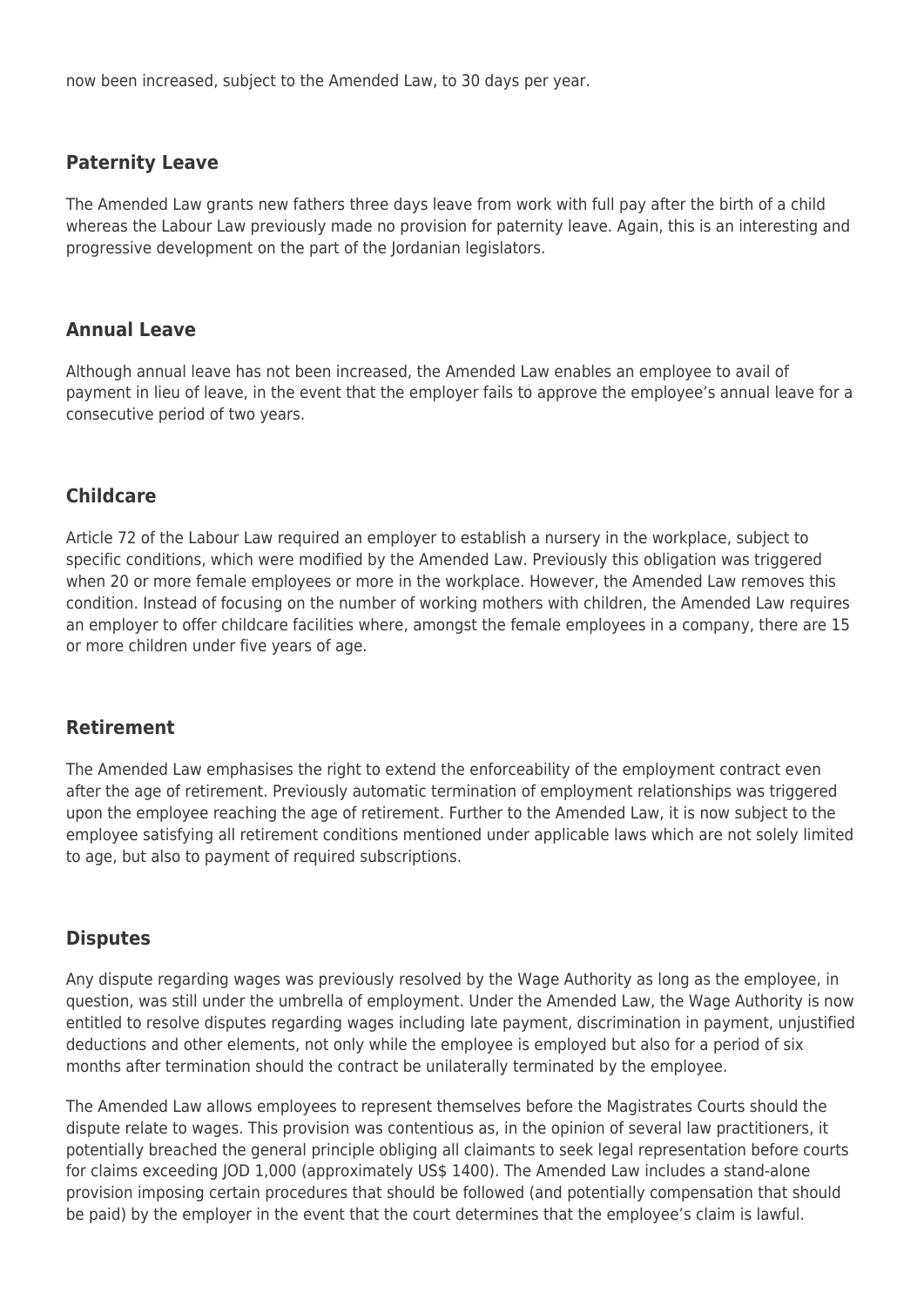now been increased, subject to the Amended Law, to 30 days per year.

### Paternity Leave

The Amended Law grants new fathers three days leave from work with full pay after the birth of a child whereas the Labour Law previously made no provision for paternity leave. Again, this is an interesting and progressive development on the part of the Jordanian legislators.

### Annual Leave

Although annual leave has not been increased, the Amended Law enables an employee to avail of payment in lieu of leave, in the event that the employer fails to approve the employee's annual leave for a consecutive period of two years.

### Childcare

Article 72 of the Labour Law required an employer to establish a nursery in the workplace, subject to specific conditions, which were modified by the Amended Law. Previously this obligation was triggered when 20 or more female employees or more in the workplace. However, the Amended Law removes this condition. Instead of focusing on the number of working mothers with children, the Amended Law requires an employer to offer childcare facilities where, amongst the female employees in a company, there are 15 or more children under five years of age.

### Retirement

The Amended Law emphasises the right to extend the enforceability of the employment contract even after the age of retirement. Previously automatic termination of employment relationships was triggered upon the employee reaching the age of retirement. Further to the Amended Law, it is now subject to the employee satisfying all retirement conditions mentioned under applicable laws which are not solely limited to age, but also to payment of required subscriptions.

### Disputes

Any dispute regarding wages was previously resolved by the Wage Authority as long as the employee, in question, was still under the umbrella of employment. Under the Amended Law, the Wage Authority is now entitled to resolve disputes regarding wages including late payment, discrimination in payment, unjustified deductions and other elements, not only while the employee is employed but also for a period of six months after termination should the contract be unilaterally terminated by the employee.

The Amended Law allows employees to represent themselves before the Magistrates Courts should the dispute relate to wages. This provision was contentious as, in the opinion of several law practitioners, it potentially breached the general principle obliging all claimants to seek legal representation before courts for claims exceeding JOD 1,000 (approximately US$ 1400). The Amended Law includes a stand-alone provision imposing certain procedures that should be followed (and potentially compensation that should be paid) by the employer in the event that the court determines that the employee's claim is lawful.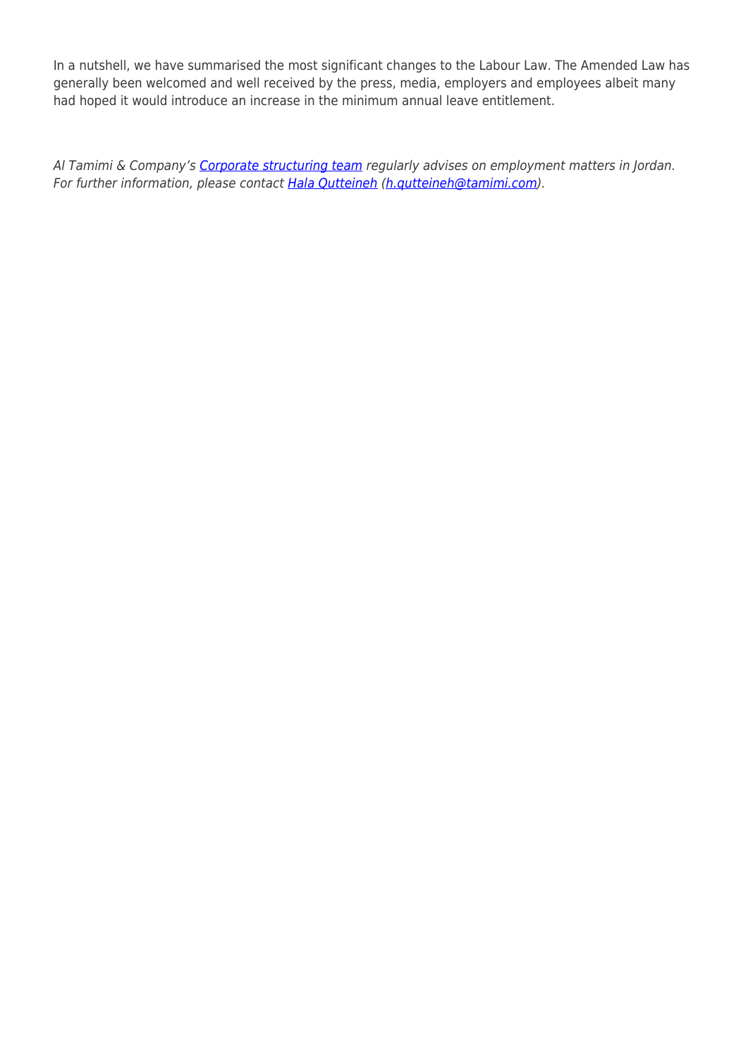In a nutshell, we have summarised the most significant changes to the Labour Law. The Amended Law has generally been welcomed and well received by the press, media, employers and employees albeit many had hoped it would introduce an increase in the minimum annual leave entitlement.

*Al Tamimi & Company's Corporate structuring team regularly advises on employment matters in Jordan. For further information, please contact Hala Qutteineh (h.qutteineh@tamimi.com).*